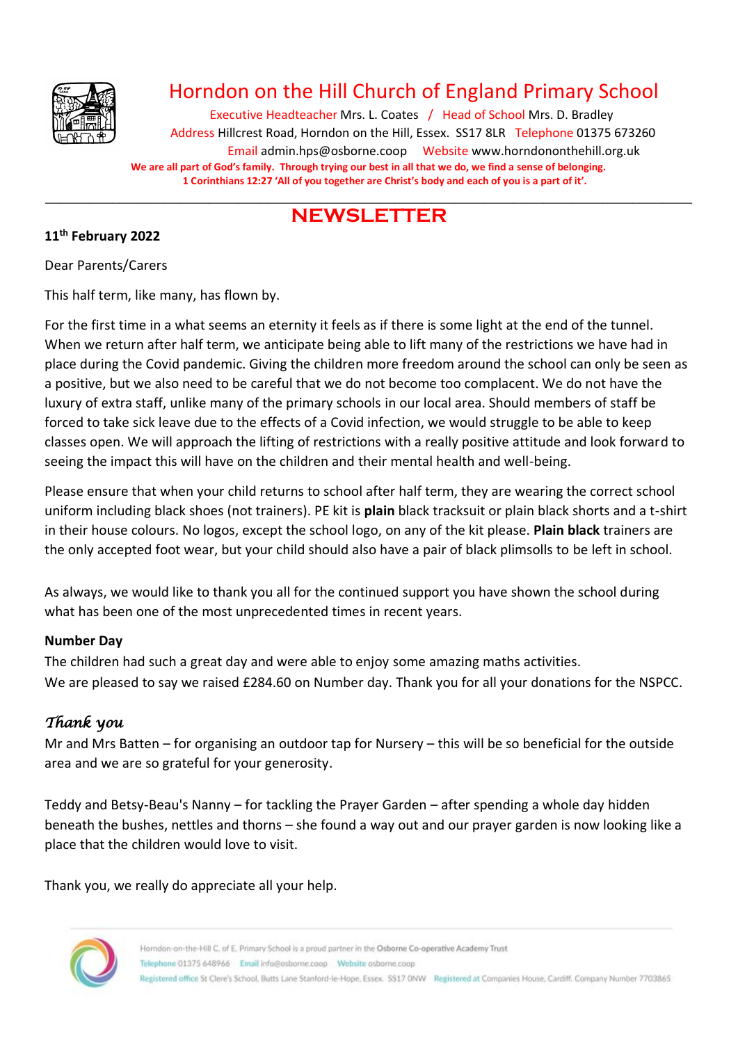# Horndon on the Hill Church of England Primary School

Executive Headteacher Mrs. L. Coates / Head of School Mrs. D. Bradley
Address Hillcrest Road, Horndon on the Hill, Essex. SS17 8LR Telephone 01375 673260
Email admin.hps@osborne.coop Website www.horndononthehill.org.uk

**We are all part of God's family. Through trying our best in all that we do, we find a sense of belonging.**
**1 Corinthians 12:27 'All of you together are Christ's body and each of you is a part of it'.**

---

## NEWSLETTER

**11th February 2022**

Dear Parents/Carers

This half term, like many, has flown by.

For the first time in a what seems an eternity it feels as if there is some light at the end of the tunnel. When we return after half term, we anticipate being able to lift many of the restrictions we have had in place during the Covid pandemic. Giving the children more freedom around the school can only be seen as a positive, but we also need to be careful that we do not become too complacent. We do not have the luxury of extra staff, unlike many of the primary schools in our local area. Should members of staff be forced to take sick leave due to the effects of a Covid infection, we would struggle to be able to keep classes open. We will approach the lifting of restrictions with a really positive attitude and look forward to seeing the impact this will have on the children and their mental health and well-being.

Please ensure that when your child returns to school after half term, they are wearing the correct school uniform including black shoes (not trainers). PE kit is **plain** black tracksuit or plain black shorts and a t-shirt in their house colours. No logos, except the school logo, on any of the kit please. **Plain black** trainers are the only accepted foot wear, but your child should also have a pair of black plimsolls to be left in school.

As always, we would like to thank you all for the continued support you have shown the school during what has been one of the most unprecedented times in recent years.

**Number Day**

The children had such a great day and were able to enjoy some amazing maths activities.
We are pleased to say we raised £284.60 on Number day. Thank you for all your donations for the NSPCC.

### *Thank you*

Mr and Mrs Batten – for organising an outdoor tap for Nursery – this will be so beneficial for the outside area and we are so grateful for your generosity.

Teddy and Betsy-Beau's Nanny – for tackling the Prayer Garden – after spending a whole day hidden beneath the bushes, nettles and thorns – she found a way out and our prayer garden is now looking like a place that the children would love to visit.

Thank you, we really do appreciate all your help.

Horndon-on-the-Hill C. of E. Primary School is a proud partner in the Osborne Co-operative Academy Trust
Telephone 01375 648966 Email info@osborne.coop Website osborne.coop
Registered office St Clere's School, Butts Lane Stanford-le-Hope, Essex. SS17 0NW Registered at Companies House, Cardiff. Company Number 7703865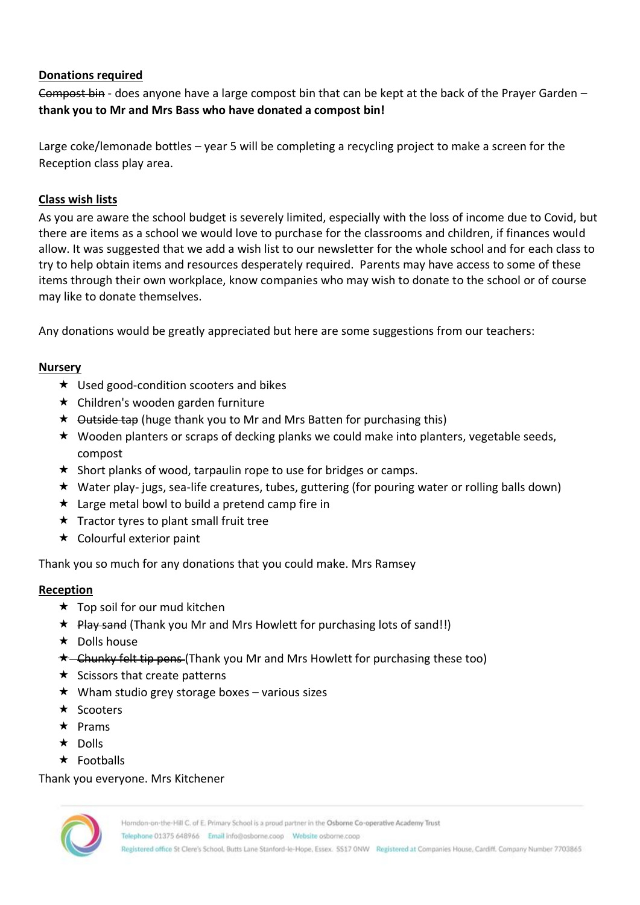**Donations required**

~~Compost bin~~ - does anyone have a large compost bin that can be kept at the back of the Prayer Garden – **thank you to Mr and Mrs Bass who have donated a compost bin!**

Large coke/lemonade bottles – year 5 will be completing a recycling project to make a screen for the Reception class play area.

**Class wish lists**

As you are aware the school budget is severely limited, especially with the loss of income due to Covid, but there are items as a school we would love to purchase for the classrooms and children, if finances would allow. It was suggested that we add a wish list to our newsletter for the whole school and for each class to try to help obtain items and resources desperately required. Parents may have access to some of these items through their own workplace, know companies who may wish to donate to the school or of course may like to donate themselves.

Any donations would be greatly appreciated but here are some suggestions from our teachers:

**Nursery**

- Used good-condition scooters and bikes
- Children's wooden garden furniture
- ~~Outside tap~~ (huge thank you to Mr and Mrs Batten for purchasing this)
- Wooden planters or scraps of decking planks we could make into planters, vegetable seeds, compost
- Short planks of wood, tarpaulin rope to use for bridges or camps.
- Water play- jugs, sea-life creatures, tubes, guttering (for pouring water or rolling balls down)
- Large metal bowl to build a pretend camp fire in
- Tractor tyres to plant small fruit tree
- Colourful exterior paint

Thank you so much for any donations that you could make. Mrs Ramsey

**Reception**

- Top soil for our mud kitchen
- ~~Play sand~~ (Thank you Mr and Mrs Howlett for purchasing lots of sand!!)
- Dolls house
- ~~Chunky felt tip pens~~ (Thank you Mr and Mrs Howlett for purchasing these too)
- Scissors that create patterns
- Wham studio grey storage boxes – various sizes
- Scooters
- Prams
- Dolls
- Footballs

Thank you everyone. Mrs Kitchener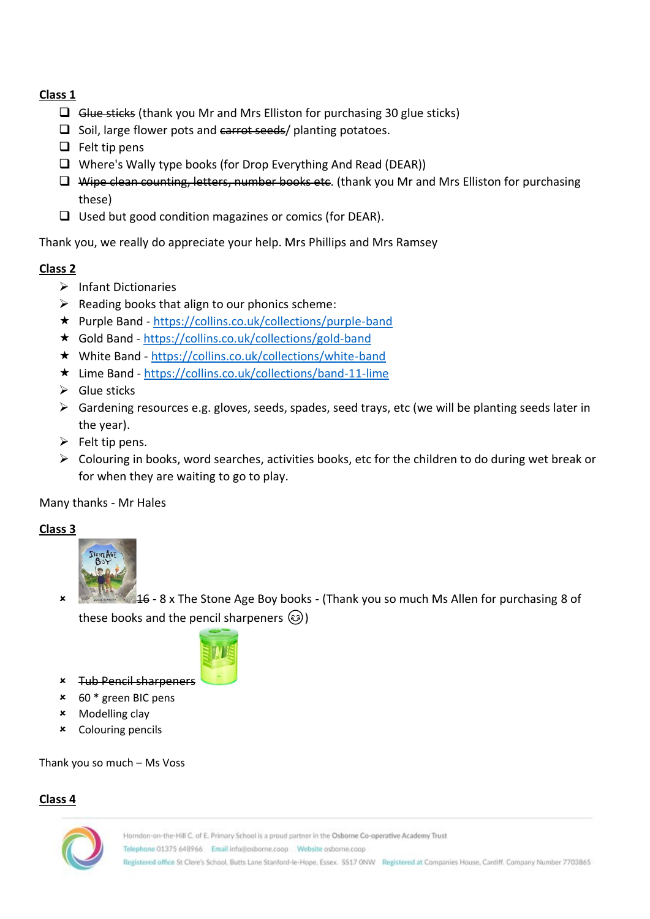## Class 1

- ~~Glue sticks~~ (thank you Mr and Mrs Elliston for purchasing 30 glue sticks)
- Soil, large flower pots and ~~carrot seeds~~/ planting potatoes.
- Felt tip pens
- Where's Wally type books (for Drop Everything And Read (DEAR))
- ~~Wipe clean counting, letters, number books etc~~. (thank you Mr and Mrs Elliston for purchasing these)
- Used but good condition magazines or comics (for DEAR).

Thank you, we really do appreciate your help. Mrs Phillips and Mrs Ramsey

## Class 2

- Infant Dictionaries
- Reading books that align to our phonics scheme:
- Purple Band - https://collins.co.uk/collections/purple-band
- Gold Band - https://collins.co.uk/collections/gold-band
- White Band - https://collins.co.uk/collections/white-band
- Lime Band - https://collins.co.uk/collections/band-11-lime
- Glue sticks
- Gardening resources e.g. gloves, seeds, spades, seed trays, etc (we will be planting seeds later in the year).
- Felt tip pens.
- Colouring in books, word searches, activities books, etc for the children to do during wet break or for when they are waiting to go to play.

Many thanks - Mr Hales

## Class 3

- ~~16~~ - 8 x The Stone Age Boy books - (Thank you so much Ms Allen for purchasing 8 of these books and the pencil sharpeners 😊)
- ~~Tub Pencil sharpeners~~
- 60 * green BIC pens
- Modelling clay
- Colouring pencils

Thank you so much – Ms Voss

## Class 4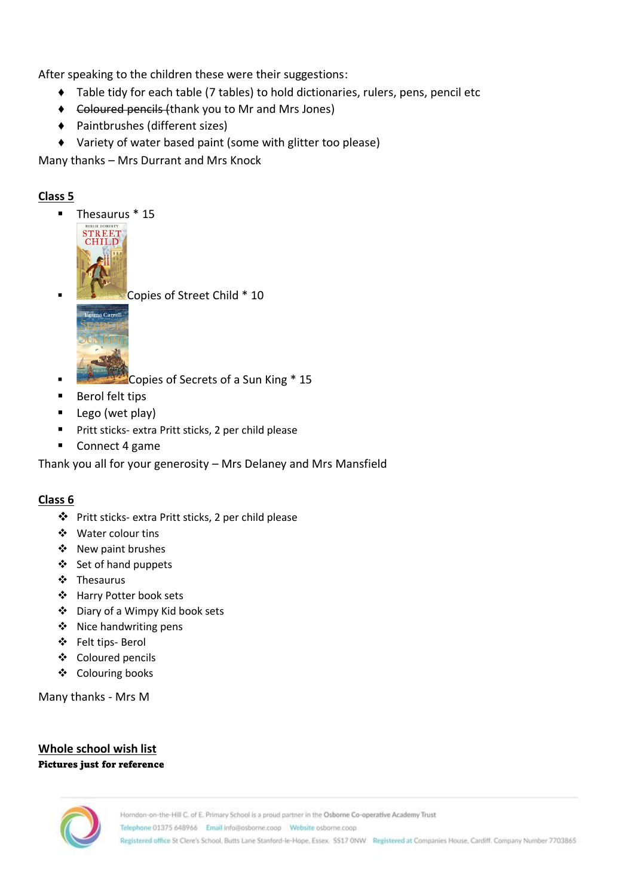After speaking to the children these were their suggestions:

- Table tidy for each table (7 tables) to hold dictionaries, rulers, pens, pencil etc
- ~~Coloured pencils~~ (thank you to Mr and Mrs Jones)
- Paintbrushes (different sizes)
- Variety of water based paint (some with glitter too please)

Many thanks – Mrs Durrant and Mrs Knock

**Class 5**

- Thesaurus * 15
- Copies of Street Child * 10
- Copies of Secrets of a Sun King * 15
- Berol felt tips
- Lego (wet play)
- Pritt sticks- extra Pritt sticks, 2 per child please
- Connect 4 game

Thank you all for your generosity – Mrs Delaney and Mrs Mansfield

**Class 6**

- Pritt sticks- extra Pritt sticks, 2 per child please
- Water colour tins
- New paint brushes
- Set of hand puppets
- Thesaurus
- Harry Potter book sets
- Diary of a Wimpy Kid book sets
- Nice handwriting pens
- Felt tips- Berol
- Coloured pencils
- Colouring books

Many thanks - Mrs M

**Whole school wish list**

**Pictures just for reference**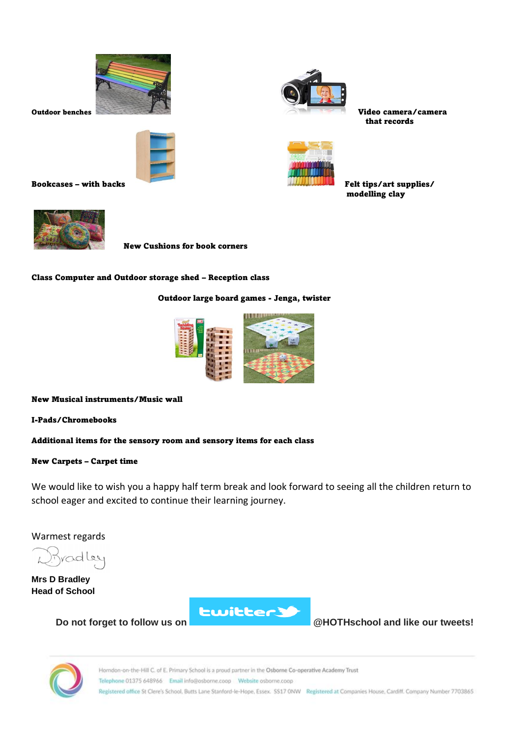**Outdoor benches**

**Video camera/camera that records**

**Bookcases – with backs**

**Felt tips/art supplies/ modelling clay**

**New Cushions for book corners**

**Class Computer and Outdoor storage shed – Reception class**

**Outdoor large board games - Jenga, twister**

**New Musical instruments/Music wall**

**I-Pads/Chromebooks**

**Additional items for the sensory room and sensory items for each class**

**New Carpets – Carpet time**

We would like to wish you a happy half term break and look forward to seeing all the children return to school eager and excited to continue their learning journey.

Warmest regards

D Bradley

**Mrs D Bradley**
**Head of School**

**Do not forget to follow us on twitter @HOTHschool and like our tweets!**

Horndon-on-the-Hill C. of E. Primary School is a proud partner in the Osborne Co-operative Academy Trust
Telephone 01375 648966 Email info@osborne.coop Website osborne.coop
Registered office St Clere's School, Butts Lane Stanford-le-Hope, Essex. SS17 0NW Registered at Companies House, Cardiff. Company Number 7703865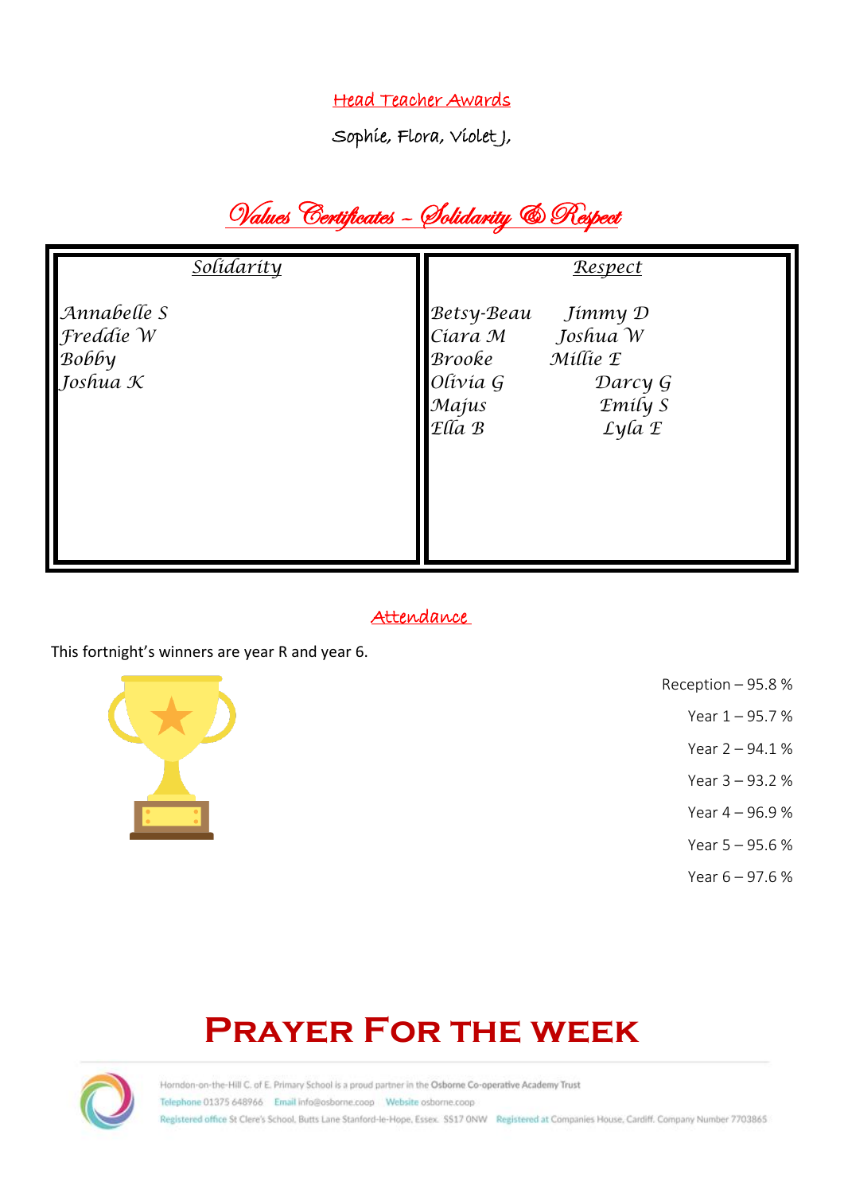## Head Teacher Awards

Sophie, Flora, Violet J,

## Values Certificates – Solidarity & Respect

| Solidarity | Respect |
|---|---|
| Annabelle S<br>Freddie W<br>Bobby<br>Joshua K | Betsy-Beau<br>Ciara M<br>Brooke<br>Olivia G<br>Majus<br>Ella B<br>Jimmy D<br>Joshua W<br>Millie E<br>Darcy G<br>Emily S<br>Lyla E |

## Attendance

This fortnight's winners are year R and year 6.

Reception – 95.8 %

Year 1 – 95.7 %

Year 2 – 94.1 %

Year 3 – 93.2 %

Year 4 – 96.9 %

Year 5 – 95.6 %

Year 6 – 97.6 %

# Prayer For the week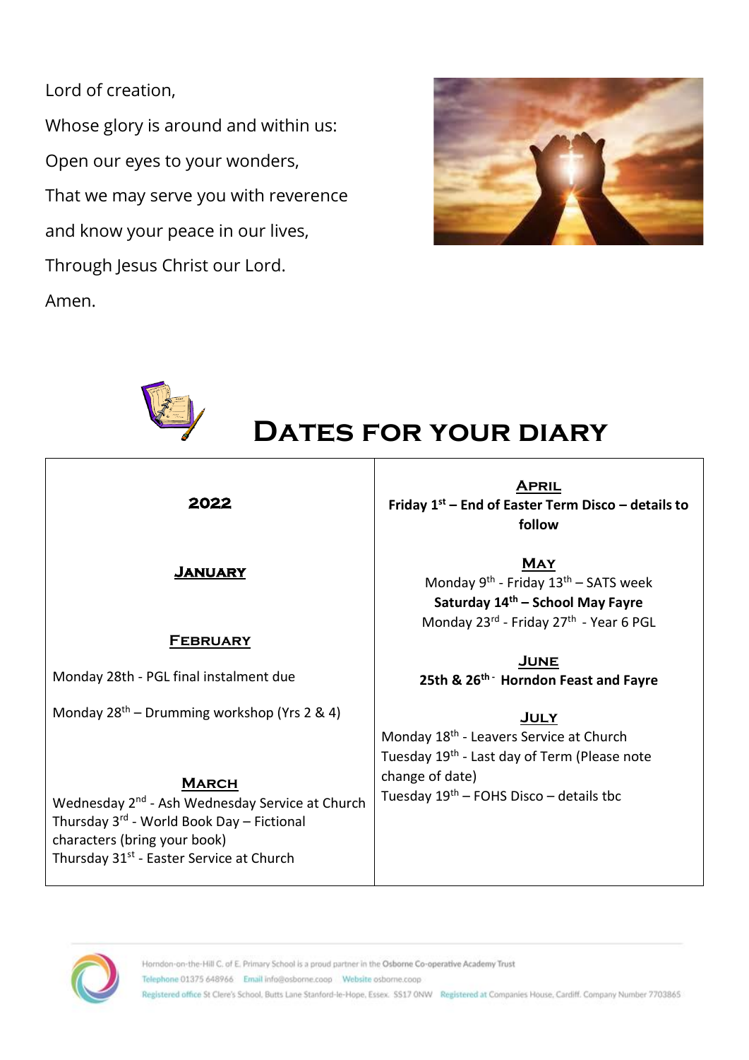Lord of creation,

Whose glory is around and within us:

Open our eyes to your wonders,

That we may serve you with reverence

and know your peace in our lives,

Through Jesus Christ our Lord.

Amen.

# Dates for your diary

| **2022**<br><br>**<u>January</u>**<br><br>**<u>February</u>**<br>Monday 28th - PGL final instalment due<br>Monday 28th – Drumming workshop (Yrs 2 & 4)<br><br>**<u>March</u>**<br>Wednesday 2nd - Ash Wednesday Service at Church<br>Thursday 3rd - World Book Day – Fictional characters (bring your book)<br>Thursday 31st - Easter Service at Church | **<u>April</u>**<br>**Friday 1st – End of Easter Term Disco – details to follow**<br><br>**<u>May</u>**<br>Monday 9th - Friday 13th – SATS week<br>**Saturday 14th – School May Fayre**<br>Monday 23rd - Friday 27th - Year 6 PGL<br><br>**<u>June</u>**<br>**25th & 26th - Horndon Feast and Fayre**<br><br>**<u>July</u>**<br>Monday 18th - Leavers Service at Church<br>Tuesday 19th - Last day of Term (Please note change of date)<br>Tuesday 19th – FOHS Disco – details tbc |
|---|---|

Horndon-on-the-Hill C. of E. Primary School is a proud partner in the Osborne Co-operative Academy Trust
Telephone 01375 648966 Email info@osborne.coop Website osborne.coop
Registered office St Clere's School, Butts Lane Stanford-le-Hope, Essex. SS17 0NW Registered at Companies House, Cardiff. Company Number 7703865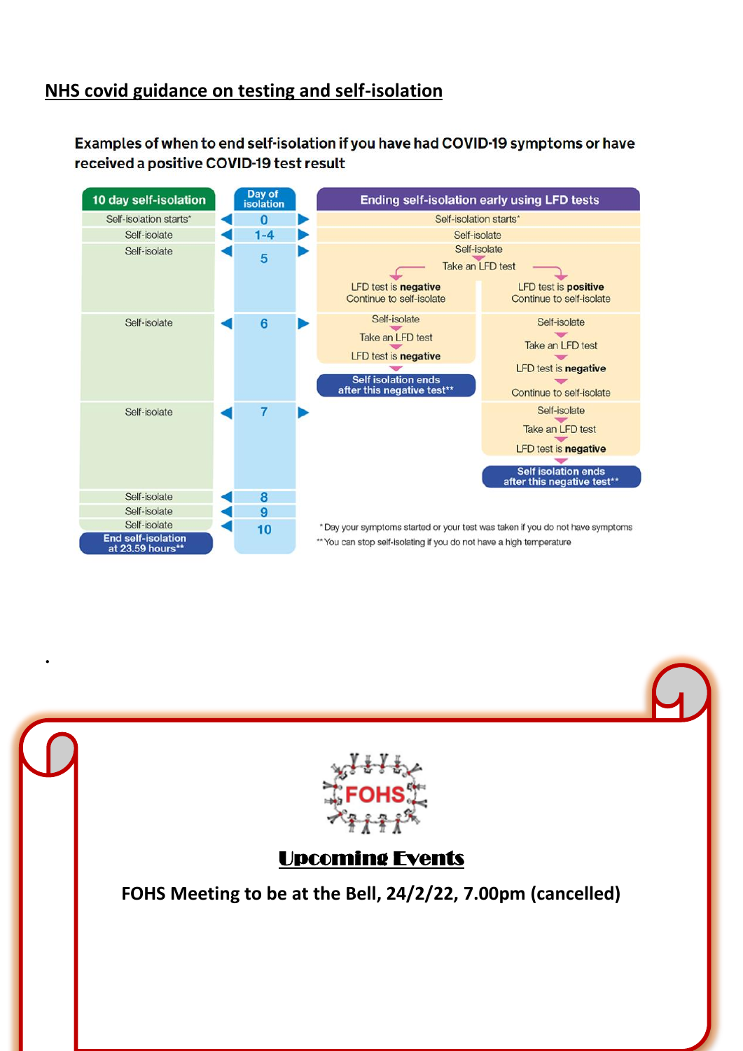## NHS covid guidance on testing and self-isolation

**Examples of when to end self-isolation if you have had COVID-19 symptoms or have received a positive COVID-19 test result**

| 10 day self-isolation | Day of isolation | Ending self-isolation early using LFD tests | |
|---|---|---|---|
| Self-isolation starts* | 0 | Self-isolation starts* | |
| Self-isolate | 1-4 | Self-isolate | |
| Self-isolate | 5 | Self-isolate<br>Take an LFD test<br>LFD test is **negative**<br>Continue to self-isolate | Self-isolate<br>Take an LFD test<br>LFD test is **positive**<br>Continue to self-isolate |
| Self-isolate | 6 | Self-isolate<br>Take an LFD test<br>LFD test is **negative**<br>**Self isolation ends after this negative test**** | Self-isolate<br>Take an LFD test<br>LFD test is **negative**<br>Continue to self-isolate |
| Self-isolate | 7 | | Self-isolate<br>Take an LFD test<br>LFD test is **negative**<br>**Self isolation ends after this negative test**** |
| Self-isolate | 8 | | |
| Self-isolate | 9 | | |
| Self-isolate<br>**End self-isolation at 23.59 hours**** | 10 | | |

* Day your symptoms started or your test was taken if you do not have symptoms

** You can stop self-isolating if you do not have a high temperature

.

FOHS

## Upcoming Events

FOHS Meeting to be at the Bell, 24/2/22, 7.00pm (cancelled)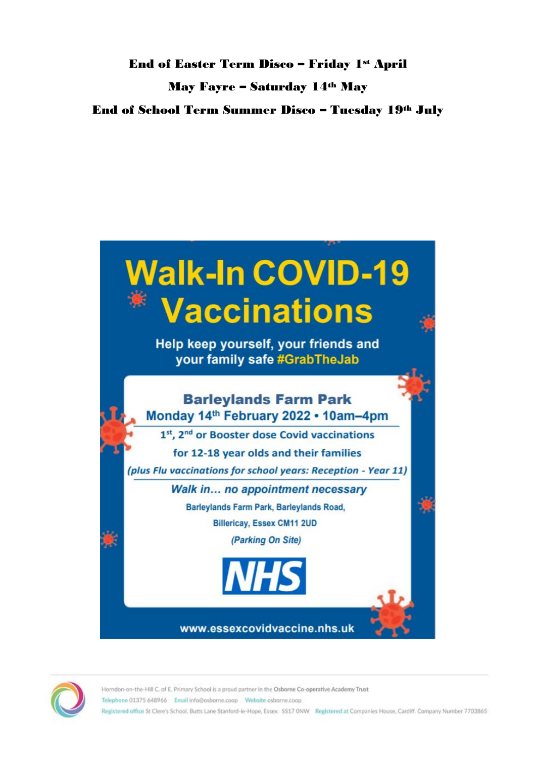**End of Easter Term Disco – Friday 1st April**

**May Fayre – Saturday 14th May**

**End of School Term Summer Disco – Tuesday 19th July**

# Walk-In COVID-19 Vaccinations

Help keep yourself, your friends and your family safe #GrabTheJab

**Barleylands Farm Park**

**Monday 14th February 2022 • 10am–4pm**

1st, 2nd or Booster dose Covid vaccinations

for 12-18 year olds and their families

*(plus Flu vaccinations for school years: Reception - Year 11)*

*Walk in... no appointment necessary*

Barleylands Farm Park, Barleylands Road,

Billericay, Essex CM11 2UD

*(Parking On Site)*

NHS

www.essexcovidvaccine.nhs.uk